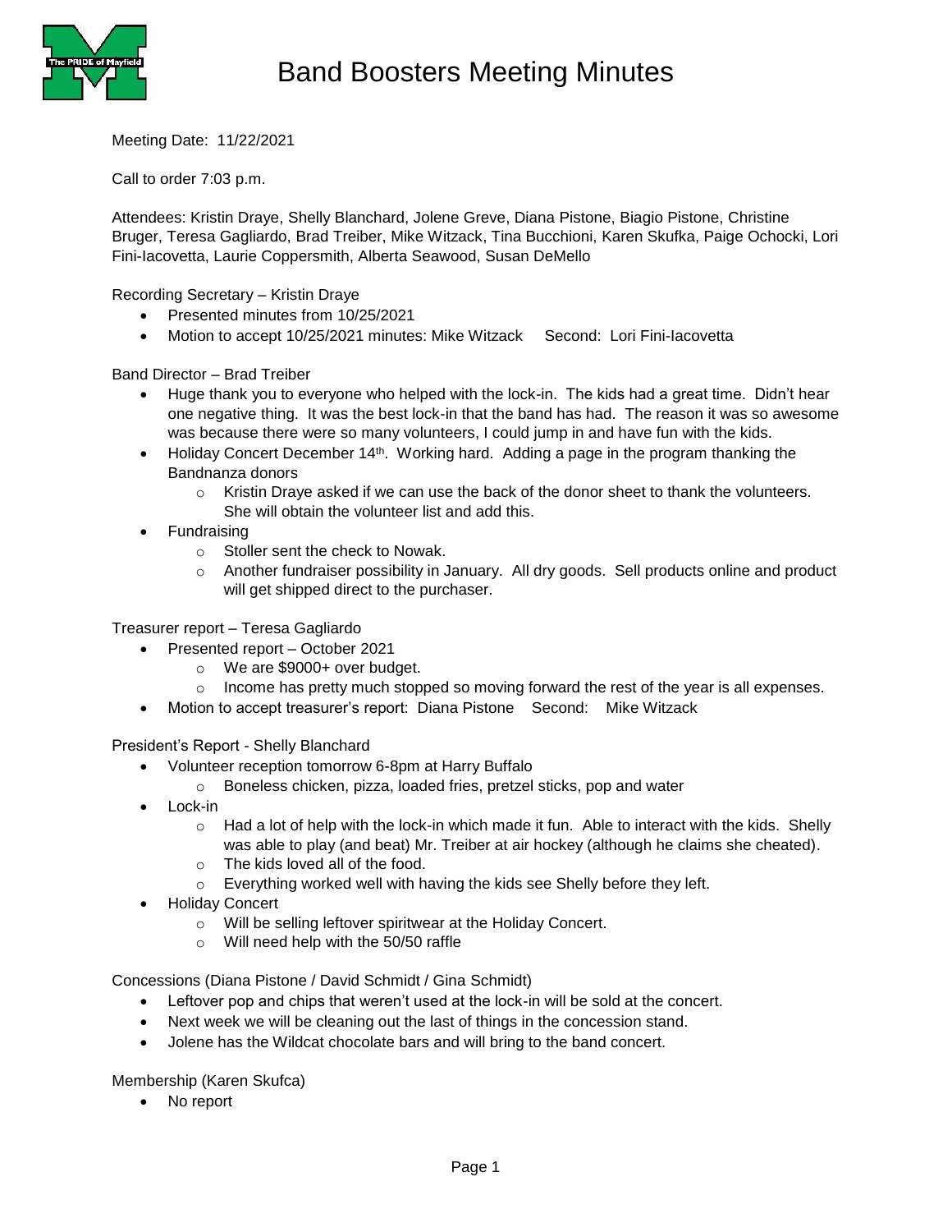# Band Boosters Meeting Minutes

Meeting Date: 11/22/2021

Call to order 7:03 p.m.

Attendees: Kristin Draye, Shelly Blanchard, Jolene Greve, Diana Pistone, Biagio Pistone, Christine Bruger, Teresa Gagliardo, Brad Treiber, Mike Witzack, Tina Bucchioni, Karen Skufka, Paige Ochocki, Lori Fini-Iacovetta, Laurie Coppersmith, Alberta Seawood, Susan DeMello

Recording Secretary – Kristin Draye

- Presented minutes from 10/25/2021
- Motion to accept 10/25/2021 minutes: Mike Witzack Second: Lori Fini-Iacovetta

Band Director – Brad Treiber

- Huge thank you to everyone who helped with the lock-in. The kids had a great time. Didn't hear one negative thing. It was the best lock-in that the band has had. The reason it was so awesome was because there were so many volunteers, I could jump in and have fun with the kids.
- Holiday Concert December 14th. Working hard. Adding a page in the program thanking the Bandnanza donors
  - Kristin Draye asked if we can use the back of the donor sheet to thank the volunteers. She will obtain the volunteer list and add this.
- Fundraising
  - Stoller sent the check to Nowak.
  - Another fundraiser possibility in January. All dry goods. Sell products online and product will get shipped direct to the purchaser.

Treasurer report – Teresa Gagliardo

- Presented report – October 2021
  - We are $9000+ over budget.
  - Income has pretty much stopped so moving forward the rest of the year is all expenses.
- Motion to accept treasurer's report: Diana Pistone Second: Mike Witzack

President's Report - Shelly Blanchard

- Volunteer reception tomorrow 6-8pm at Harry Buffalo
  - Boneless chicken, pizza, loaded fries, pretzel sticks, pop and water
- Lock-in
  - Had a lot of help with the lock-in which made it fun. Able to interact with the kids. Shelly was able to play (and beat) Mr. Treiber at air hockey (although he claims she cheated).
  - The kids loved all of the food.
  - Everything worked well with having the kids see Shelly before they left.
- Holiday Concert
  - Will be selling leftover spiritwear at the Holiday Concert.
  - Will need help with the 50/50 raffle

Concessions (Diana Pistone / David Schmidt / Gina Schmidt)

- Leftover pop and chips that weren't used at the lock-in will be sold at the concert.
- Next week we will be cleaning out the last of things in the concession stand.
- Jolene has the Wildcat chocolate bars and will bring to the band concert.

Membership (Karen Skufca)

- No report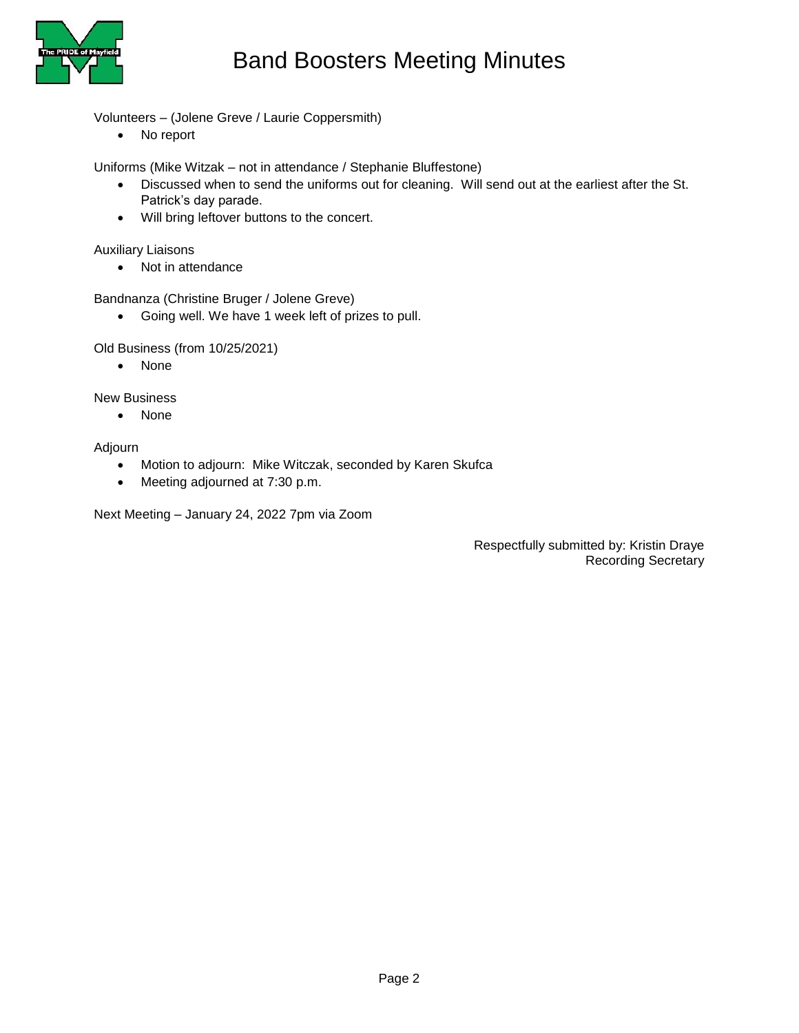# Band Boosters Meeting Minutes

Volunteers – (Jolene Greve / Laurie Coppersmith)

- No report

Uniforms (Mike Witzak – not in attendance / Stephanie Bluffestone)

- Discussed when to send the uniforms out for cleaning. Will send out at the earliest after the St. Patrick's day parade.
- Will bring leftover buttons to the concert.

Auxiliary Liaisons

- Not in attendance

Bandnanza (Christine Bruger / Jolene Greve)

- Going well. We have 1 week left of prizes to pull.

Old Business (from 10/25/2021)

- None

New Business

- None

Adjourn

- Motion to adjourn: Mike Witczak, seconded by Karen Skufca
- Meeting adjourned at 7:30 p.m.

Next Meeting – January 24, 2022 7pm via Zoom

Respectfully submitted by: Kristin Draye
Recording Secretary